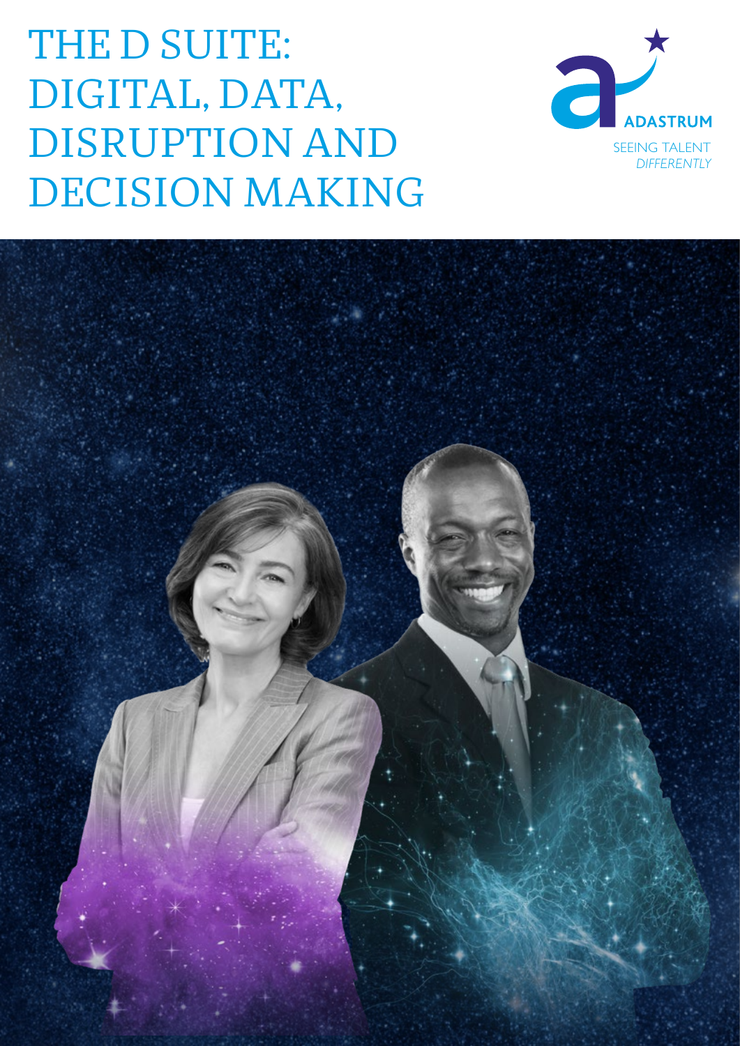# THE D SUITE: DIGITAL, DATA, DISRUPTION AND DECISION MAKING

ADASTRUM

SEEING TALENT *DIFFERENTLY*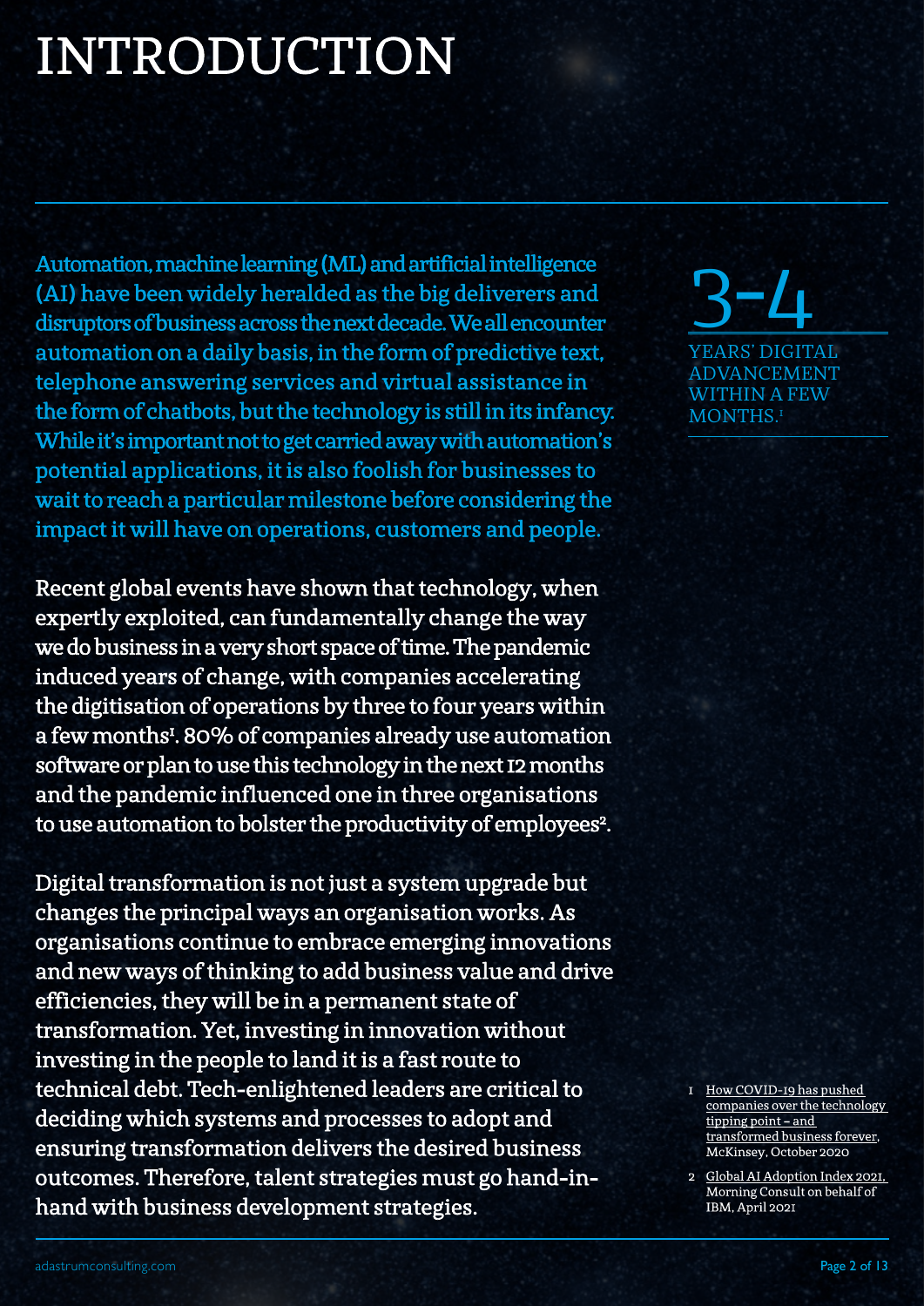# INTRODUCTION

Automation, machine learning (ML) and artificial intelligence (AI) have been widely heralded as the big deliverers and disruptors of business across the next decade. We all encounter automation on a daily basis, in the form of predictive text, telephone answering services and virtual assistance in the form of chatbots, but the technology is still in its infancy. While it's important not to get carried away with automation's potential applications, it is also foolish for businesses to wait to reach a particular milestone before considering the impact it will have on operations, customers and people.

**3-4**

YEARS' DIGITAL ADVANCEMENT WITHIN A FEW MONTHS.[1]

Recent global events have shown that technology, when expertly exploited, can fundamentally change the way we do business in a very short space of time. The pandemic induced years of change, with companies accelerating the digitisation of operations by three to four years within a few months[1]. 80% of companies already use automation software or plan to use this technology in the next 12 months and the pandemic influenced one in three organisations to use automation to bolster the productivity of employees[2].

Digital transformation is not just a system upgrade but changes the principal ways an organisation works. As organisations continue to embrace emerging innovations and new ways of thinking to add business value and drive efficiencies, they will be in a permanent state of transformation. Yet, investing in innovation without investing in the people to land it is a fast route to technical debt. Tech-enlightened leaders are critical to deciding which systems and processes to adopt and ensuring transformation delivers the desired business outcomes. Therefore, talent strategies must go hand-in-hand with business development strategies.

1 How COVID-19 has pushed companies over the technology tipping point – and transformed business forever, McKinsey, October 2020

2 Global AI Adoption Index 2021, Morning Consult on behalf of IBM, April 2021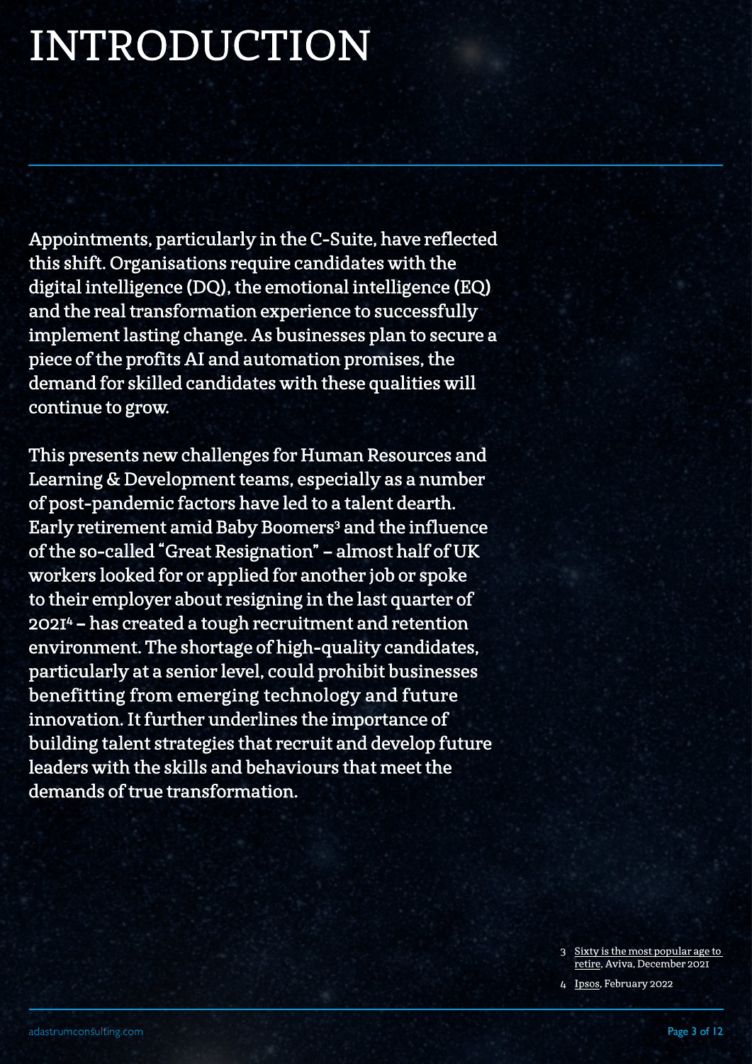# INTRODUCTION

Appointments, particularly in the C-Suite, have reflected this shift. Organisations require candidates with the digital intelligence (DQ), the emotional intelligence (EQ) and the real transformation experience to successfully implement lasting change. As businesses plan to secure a piece of the profits AI and automation promises, the demand for skilled candidates with these qualities will continue to grow.

This presents new challenges for Human Resources and Learning & Development teams, especially as a number of post-pandemic factors have led to a talent dearth. Early retirement amid Baby Boomers[3] and the influence of the so-called "Great Resignation" – almost half of UK workers looked for or applied for another job or spoke to their employer about resigning in the last quarter of 2021[4] – has created a tough recruitment and retention environment. The shortage of high-quality candidates, particularly at a senior level, could prohibit businesses benefitting from emerging technology and future innovation. It further underlines the importance of building talent strategies that recruit and develop future leaders with the skills and behaviours that meet the demands of true transformation.

3 Sixty is the most popular age to retire, Aviva, December 2021

4 Ipsos, February 2022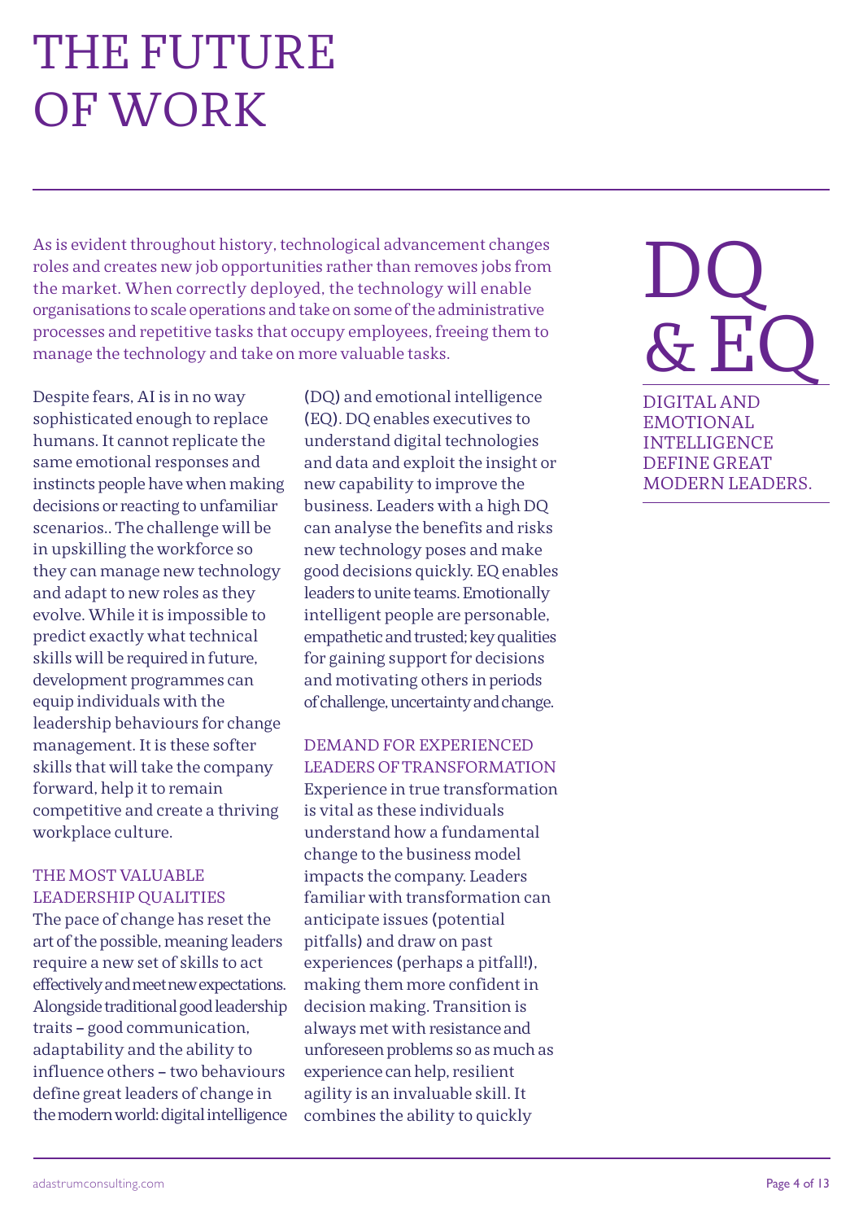# THE FUTURE OF WORK

As is evident throughout history, technological advancement changes roles and creates new job opportunities rather than removes jobs from the market. When correctly deployed, the technology will enable organisations to scale operations and take on some of the administrative processes and repetitive tasks that occupy employees, freeing them to manage the technology and take on more valuable tasks.

Despite fears, AI is in no way sophisticated enough to replace humans. It cannot replicate the same emotional responses and instincts people have when making decisions or reacting to unfamiliar scenarios.. The challenge will be in upskilling the workforce so they can manage new technology and adapt to new roles as they evolve. While it is impossible to predict exactly what technical skills will be required in future, development programmes can equip individuals with the leadership behaviours for change management. It is these softer skills that will take the company forward, help it to remain competitive and create a thriving workplace culture.

### THE MOST VALUABLE LEADERSHIP QUALITIES

The pace of change has reset the art of the possible, meaning leaders require a new set of skills to act effectively and meet new expectations. Alongside traditional good leadership traits – good communication, adaptability and the ability to influence others – two behaviours define great leaders of change in the modern world: digital intelligence (DQ) and emotional intelligence (EQ). DQ enables executives to understand digital technologies and data and exploit the insight or new capability to improve the business. Leaders with a high DQ can analyse the benefits and risks new technology poses and make good decisions quickly. EQ enables leaders to unite teams. Emotionally intelligent people are personable, empathetic and trusted; key qualities for gaining support for decisions and motivating others in periods of challenge, uncertainty and change.

### DEMAND FOR EXPERIENCED LEADERS OF TRANSFORMATION

Experience in true transformation is vital as these individuals understand how a fundamental change to the business model impacts the company. Leaders familiar with transformation can anticipate issues (potential pitfalls) and draw on past experiences (perhaps a pitfall!), making them more confident in decision making. Transition is always met with resistance and unforeseen problems so as much as experience can help, resilient agility is an invaluable skill. It combines the ability to quickly

## DQ & EQ

DIGITAL AND EMOTIONAL INTELLIGENCE DEFINE GREAT MODERN LEADERS.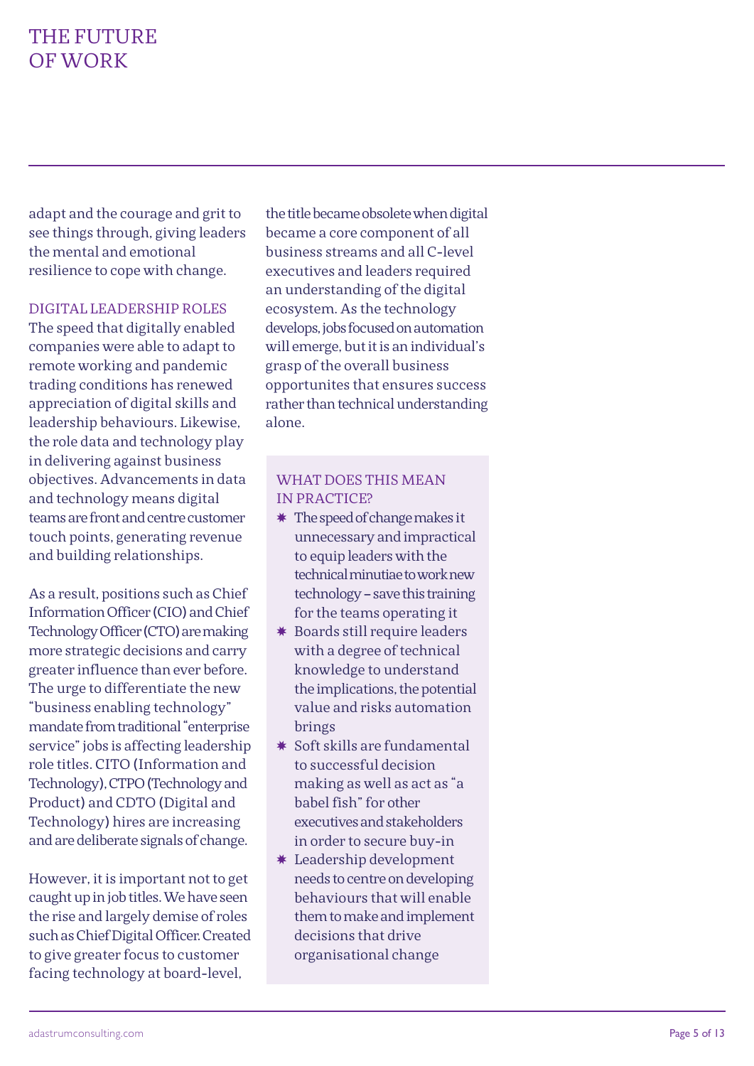adapt and the courage and grit to see things through, giving leaders the mental and emotional resilience to cope with change.

## DIGITAL LEADERSHIP ROLES

The speed that digitally enabled companies were able to adapt to remote working and pandemic trading conditions has renewed appreciation of digital skills and leadership behaviours. Likewise, the role data and technology play in delivering against business objectives. Advancements in data and technology means digital teams are front and centre customer touch points, generating revenue and building relationships.

As a result, positions such as Chief Information Officer (CIO) and Chief Technology Officer (CTO) are making more strategic decisions and carry greater influence than ever before. The urge to differentiate the new "business enabling technology" mandate from traditional "enterprise service" jobs is affecting leadership role titles. CITO (Information and Technology), CTPO (Technology and Product) and CDTO (Digital and Technology) hires are increasing and are deliberate signals of change.

However, it is important not to get caught up in job titles. We have seen the rise and largely demise of roles such as Chief Digital Officer. Created to give greater focus to customer facing technology at board-level, the title became obsolete when digital became a core component of all business streams and all C-level executives and leaders required an understanding of the digital ecosystem. As the technology develops, jobs focused on automation will emerge, but it is an individual's grasp of the overall business opportunites that ensures success rather than technical understanding alone.

### WHAT DOES THIS MEAN IN PRACTICE?

- The speed of change makes it unnecessary and impractical to equip leaders with the technical minutiae to work new technology – save this training for the teams operating it
- Boards still require leaders with a degree of technical knowledge to understand the implications, the potential value and risks automation brings
- Soft skills are fundamental to successful decision making as well as act as "a babel fish" for other executives and stakeholders in order to secure buy-in
- Leadership development needs to centre on developing behaviours that will enable them to make and implement decisions that drive organisational change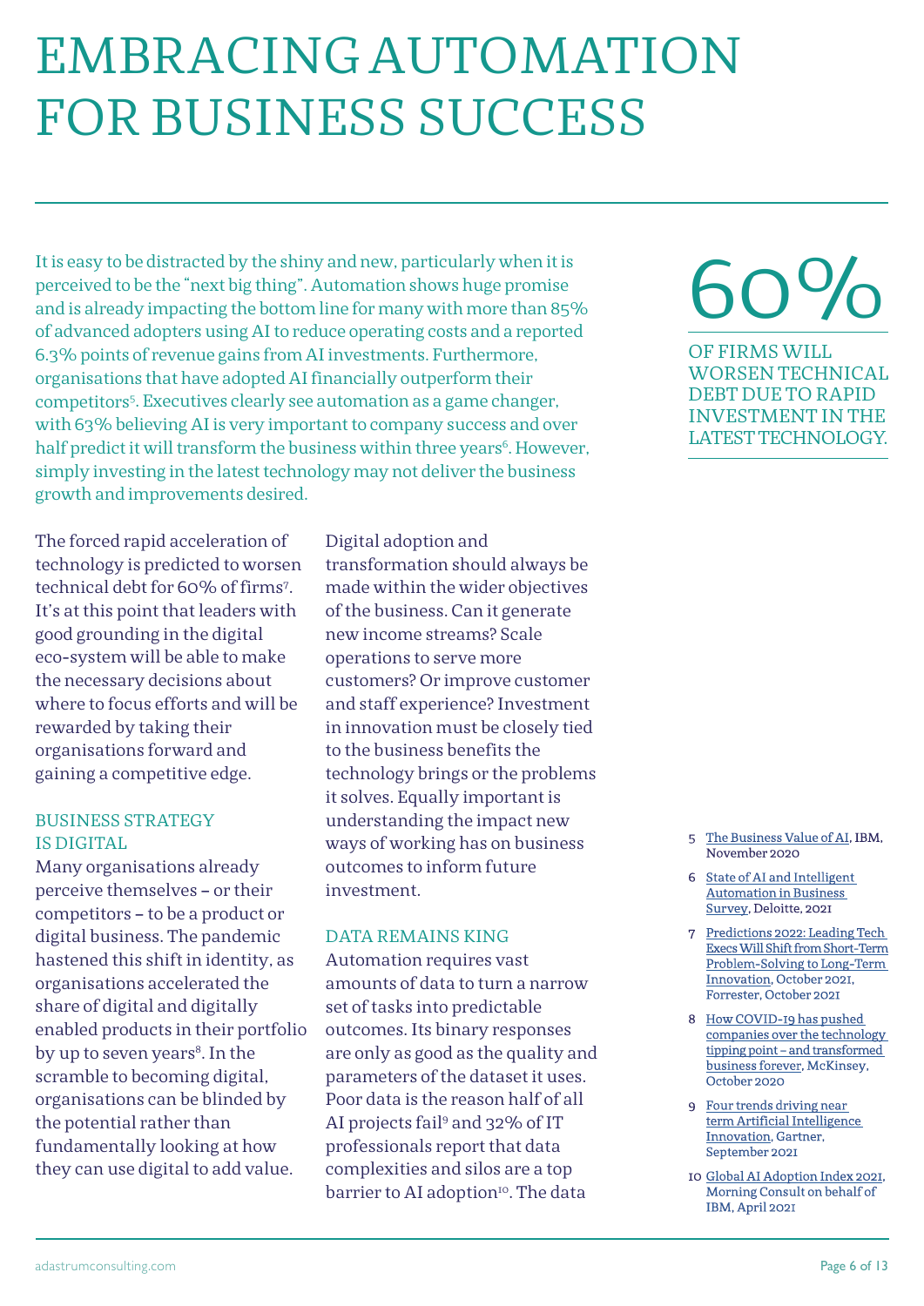# EMBRACING AUTOMATION FOR BUSINESS SUCCESS

It is easy to be distracted by the shiny and new, particularly when it is perceived to be the "next big thing". Automation shows huge promise and is already impacting the bottom line for many with more than 85% of advanced adopters using AI to reduce operating costs and a reported 6.3% points of revenue gains from AI investments. Furthermore, organisations that have adopted AI financially outperform their competitors[5]. Executives clearly see automation as a game changer, with 63% believing AI is very important to company success and over half predict it will transform the business within three years[6]. However, simply investing in the latest technology may not deliver the business growth and improvements desired.

**60%**

OF FIRMS WILL WORSEN TECHNICAL DEBT DUE TO RAPID INVESTMENT IN THE LATEST TECHNOLOGY.

The forced rapid acceleration of technology is predicted to worsen technical debt for 60% of firms[7]. It's at this point that leaders with good grounding in the digital eco-system will be able to make the necessary decisions about where to focus efforts and will be rewarded by taking their organisations forward and gaining a competitive edge.

## BUSINESS STRATEGY IS DIGITAL

Many organisations already perceive themselves – or their competitors – to be a product or digital business. The pandemic hastened this shift in identity, as organisations accelerated the share of digital and digitally enabled products in their portfolio by up to seven years[8]. In the scramble to becoming digital, organisations can be blinded by the potential rather than fundamentally looking at how they can use digital to add value.

Digital adoption and transformation should always be made within the wider objectives of the business. Can it generate new income streams? Scale operations to serve more customers? Or improve customer and staff experience? Investment in innovation must be closely tied to the business benefits the technology brings or the problems it solves. Equally important is understanding the impact new ways of working has on business outcomes to inform future investment.

## DATA REMAINS KING

Automation requires vast amounts of data to turn a narrow set of tasks into predictable outcomes. Its binary responses are only as good as the quality and parameters of the dataset it uses. Poor data is the reason half of all AI projects fail[9] and 32% of IT professionals report that data complexities and silos are a top barrier to AI adoption[10]. The data

5 The Business Value of AI, IBM, November 2020

6 State of AI and Intelligent Automation in Business Survey, Deloitte, 2021

7 Predictions 2022: Leading Tech Execs Will Shift from Short-Term Problem-Solving to Long-Term Innovation, October 2021, Forrester, October 2021

8 How COVID-19 has pushed companies over the technology tipping point – and transformed business forever, McKinsey, October 2020

9 Four trends driving near term Artificial Intelligence Innovation, Gartner, September 2021

10 Global AI Adoption Index 2021, Morning Consult on behalf of IBM, April 2021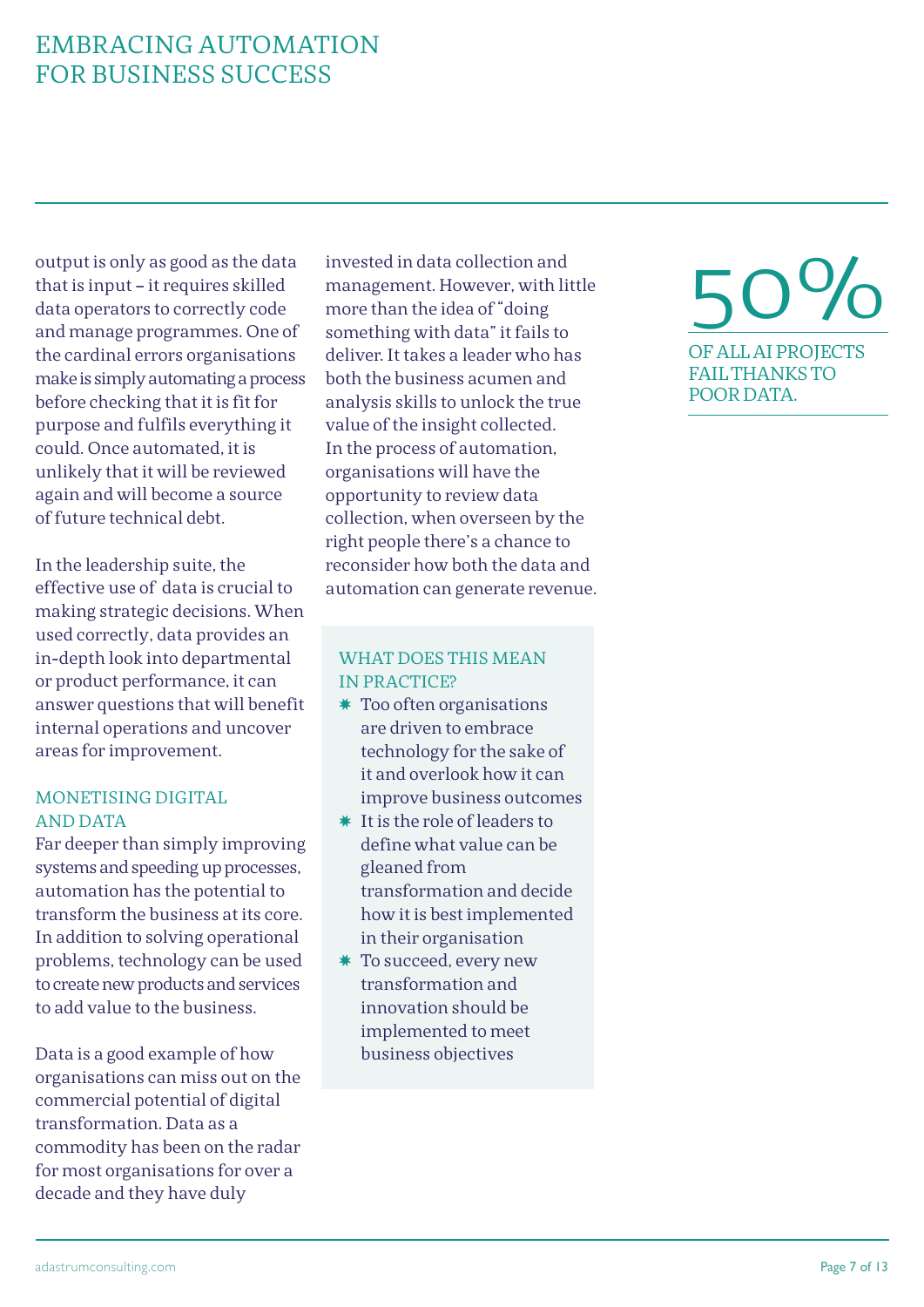output is only as good as the data that is input – it requires skilled data operators to correctly code and manage programmes. One of the cardinal errors organisations make is simply automating a process before checking that it is fit for purpose and fulfils everything it could. Once automated, it is unlikely that it will be reviewed again and will become a source of future technical debt.

In the leadership suite, the effective use of data is crucial to making strategic decisions. When used correctly, data provides an in-depth look into departmental or product performance, it can answer questions that will benefit internal operations and uncover areas for improvement.

## MONETISING DIGITAL AND DATA

Far deeper than simply improving systems and speeding up processes, automation has the potential to transform the business at its core. In addition to solving operational problems, technology can be used to create new products and services to add value to the business.

Data is a good example of how organisations can miss out on the commercial potential of digital transformation. Data as a commodity has been on the radar for most organisations for over a decade and they have duly invested in data collection and management. However, with little more than the idea of "doing something with data" it fails to deliver. It takes a leader who has both the business acumen and analysis skills to unlock the true value of the insight collected. In the process of automation, organisations will have the opportunity to review data collection, when overseen by the right people there's a chance to reconsider how both the data and automation can generate revenue.

### WHAT DOES THIS MEAN IN PRACTICE?

- Too often organisations are driven to embrace technology for the sake of it and overlook how it can improve business outcomes
- It is the role of leaders to define what value can be gleaned from transformation and decide how it is best implemented in their organisation
- To succeed, every new transformation and innovation should be implemented to meet business objectives

**50%**

OF ALL AI PROJECTS FAIL THANKS TO POOR DATA.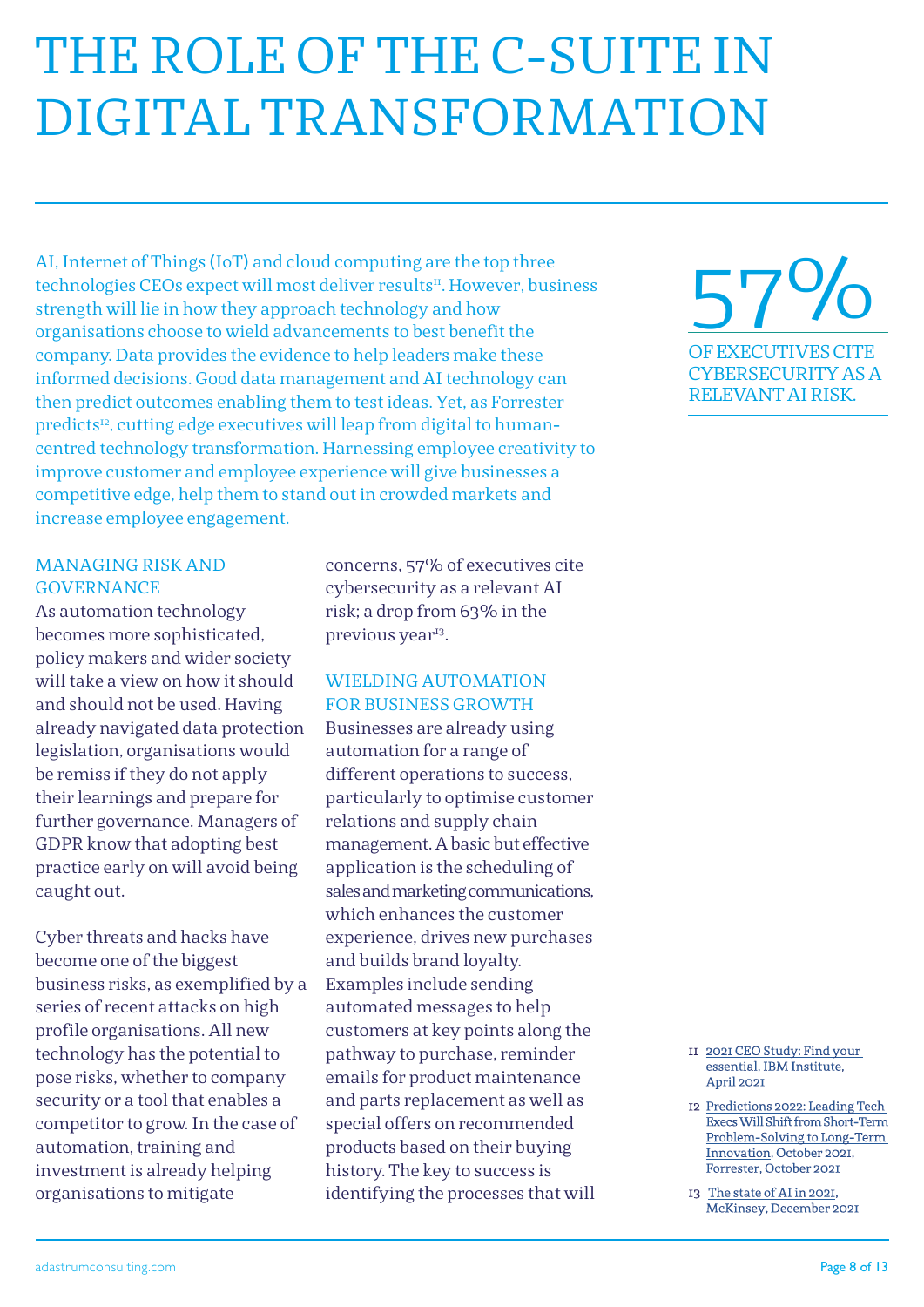# THE ROLE OF THE C-SUITE IN DIGITAL TRANSFORMATION

AI, Internet of Things (IoT) and cloud computing are the top three technologies CEOs expect will most deliver results[11]. However, business strength will lie in how they approach technology and how organisations choose to wield advancements to best benefit the company. Data provides the evidence to help leaders make these informed decisions. Good data management and AI technology can then predict outcomes enabling them to test ideas. Yet, as Forrester predicts[12], cutting edge executives will leap from digital to human-centred technology transformation. Harnessing employee creativity to improve customer and employee experience will give businesses a competitive edge, help them to stand out in crowded markets and increase employee engagement.

**57%**

OF EXECUTIVES CITE CYBERSECURITY AS A RELEVANT AI RISK.

## MANAGING RISK AND GOVERNANCE

As automation technology becomes more sophisticated, policy makers and wider society will take a view on how it should and should not be used. Having already navigated data protection legislation, organisations would be remiss if they do not apply their learnings and prepare for further governance. Managers of GDPR know that adopting best practice early on will avoid being caught out.

Cyber threats and hacks have become one of the biggest business risks, as exemplified by a series of recent attacks on high profile organisations. All new technology has the potential to pose risks, whether to company security or a tool that enables a competitor to grow. In the case of automation, training and investment is already helping organisations to mitigate concerns, 57% of executives cite cybersecurity as a relevant AI risk; a drop from 63% in the previous year[13].

## WIELDING AUTOMATION FOR BUSINESS GROWTH

Businesses are already using automation for a range of different operations to success, particularly to optimise customer relations and supply chain management. A basic but effective application is the scheduling of sales and marketing communications, which enhances the customer experience, drives new purchases and builds brand loyalty. Examples include sending automated messages to help customers at key points along the pathway to purchase, reminder emails for product maintenance and parts replacement as well as special offers on recommended products based on their buying history. The key to success is identifying the processes that will

11 2021 CEO Study: Find your essential, IBM Institute, April 2021

12 Predictions 2022: Leading Tech Execs Will Shift from Short-Term Problem-Solving to Long-Term Innovation, October 2021, Forrester, October 2021

13 The state of AI in 2021, McKinsey, December 2021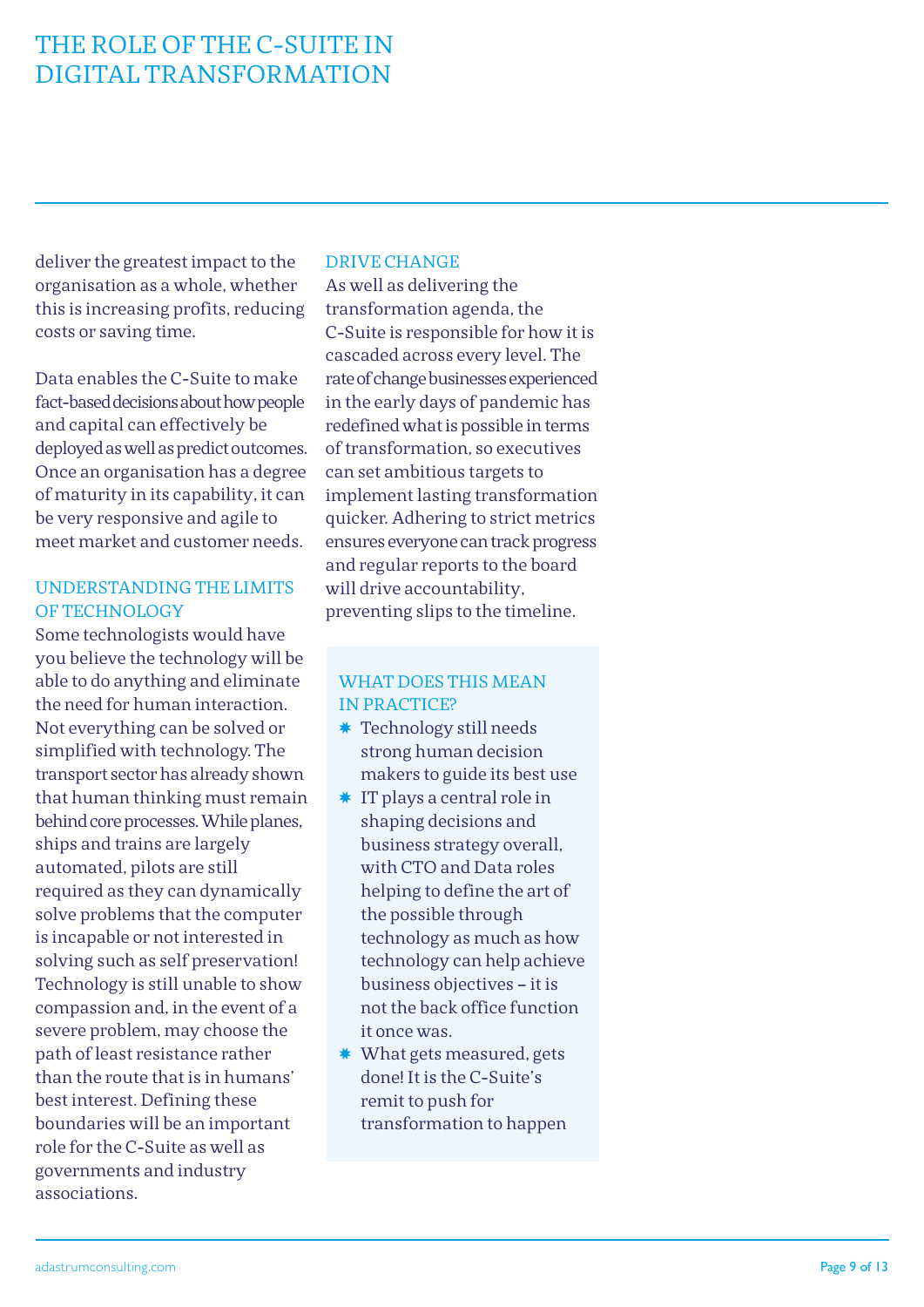deliver the greatest impact to the organisation as a whole, whether this is increasing profits, reducing costs or saving time.

Data enables the C-Suite to make fact-based decisions about how people and capital can effectively be deployed as well as predict outcomes. Once an organisation has a degree of maturity in its capability, it can be very responsive and agile to meet market and customer needs.

### UNDERSTANDING THE LIMITS OF TECHNOLOGY

Some technologists would have you believe the technology will be able to do anything and eliminate the need for human interaction. Not everything can be solved or simplified with technology. The transport sector has already shown that human thinking must remain behind core processes. While planes, ships and trains are largely automated, pilots are still required as they can dynamically solve problems that the computer is incapable or not interested in solving such as self preservation! Technology is still unable to show compassion and, in the event of a severe problem, may choose the path of least resistance rather than the route that is in humans' best interest. Defining these boundaries will be an important role for the C-Suite as well as governments and industry associations.

### DRIVE CHANGE

As well as delivering the transformation agenda, the C-Suite is responsible for how it is cascaded across every level. The rate of change businesses experienced in the early days of pandemic has redefined what is possible in terms of transformation, so executives can set ambitious targets to implement lasting transformation quicker. Adhering to strict metrics ensures everyone can track progress and regular reports to the board will drive accountability, preventing slips to the timeline.

### WHAT DOES THIS MEAN IN PRACTICE?

- Technology still needs strong human decision makers to guide its best use
- IT plays a central role in shaping decisions and business strategy overall, with CTO and Data roles helping to define the art of the possible through technology as much as how technology can help achieve business objectives – it is not the back office function it once was.
- What gets measured, gets done! It is the C-Suite's remit to push for transformation to happen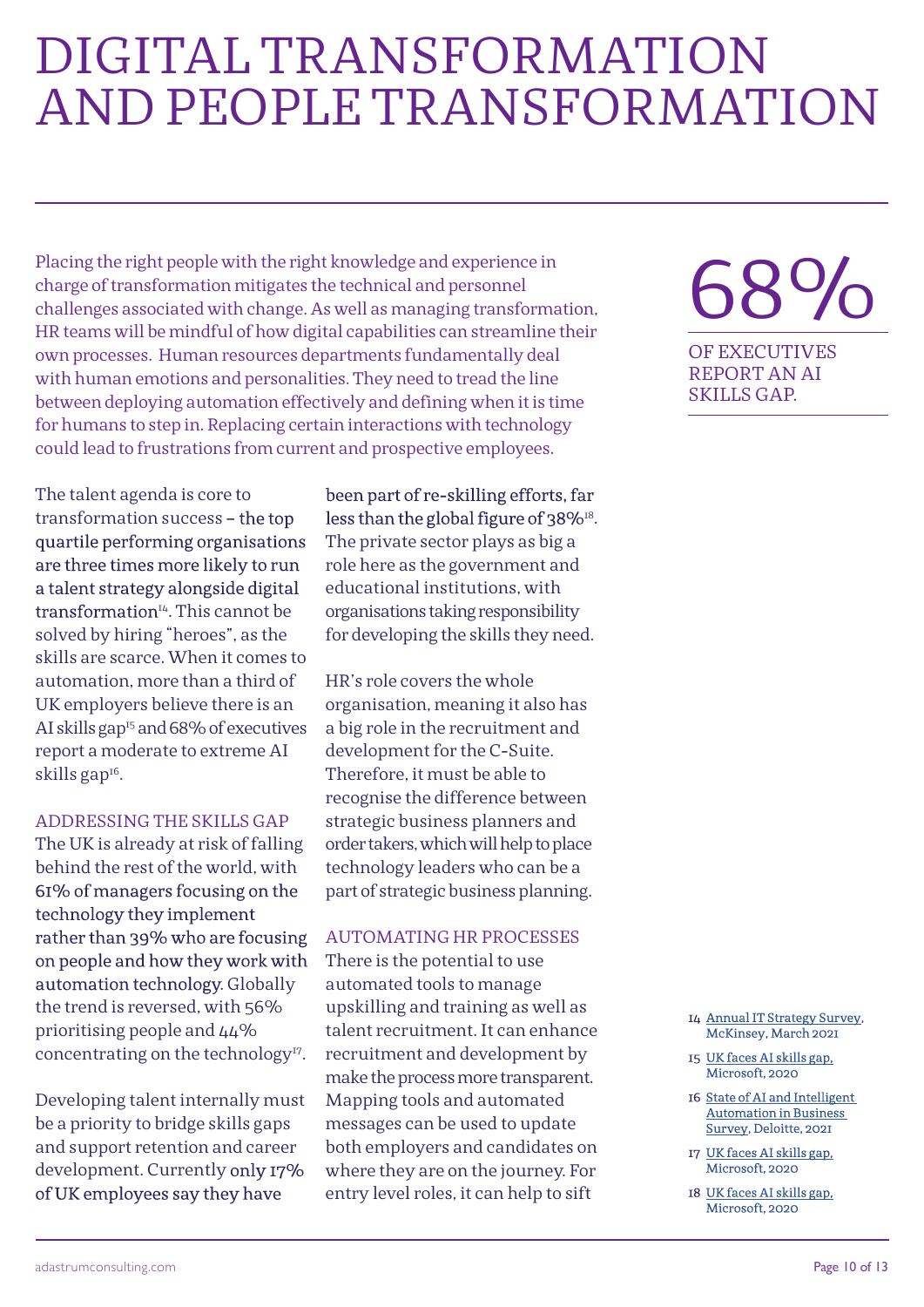# DIGITAL TRANSFORMATION AND PEOPLE TRANSFORMATION

Placing the right people with the right knowledge and experience in charge of transformation mitigates the technical and personnel challenges associated with change. As well as managing transformation, HR teams will be mindful of how digital capabilities can streamline their own processes. Human resources departments fundamentally deal with human emotions and personalities. They need to tread the line between deploying automation effectively and defining when it is time for humans to step in. Replacing certain interactions with technology could lead to frustrations from current and prospective employees.

68%

OF EXECUTIVES REPORT AN AI SKILLS GAP.

The talent agenda is core to transformation success – the top quartile performing organisations are three times more likely to run a talent strategy alongside digital transformation[14]. This cannot be solved by hiring "heroes", as the skills are scarce. When it comes to automation, more than a third of UK employers believe there is an AI skills gap[15] and 68% of executives report a moderate to extreme AI skills gap[16].

### ADDRESSING THE SKILLS GAP

The UK is already at risk of falling behind the rest of the world, with 61% of managers focusing on the technology they implement rather than 39% who are focusing on people and how they work with automation technology. Globally the trend is reversed, with 56% prioritising people and 44% concentrating on the technology[17].

Developing talent internally must be a priority to bridge skills gaps and support retention and career development. Currently only 17% of UK employees say they have been part of re-skilling efforts, far less than the global figure of 38%[18]. The private sector plays as big a role here as the government and educational institutions, with organisations taking responsibility for developing the skills they need.

HR's role covers the whole organisation, meaning it also has a big role in the recruitment and development for the C-Suite. Therefore, it must be able to recognise the difference between strategic business planners and order takers, which will help to place technology leaders who can be a part of strategic business planning.

### AUTOMATING HR PROCESSES

There is the potential to use automated tools to manage upskilling and training as well as talent recruitment. It can enhance recruitment and development by make the process more transparent. Mapping tools and automated messages can be used to update both employers and candidates on where they are on the journey. For entry level roles, it can help to sift

14 Annual IT Strategy Survey, McKinsey, March 2021

15 UK faces AI skills gap, Microsoft, 2020

16 State of AI and Intelligent Automation in Business Survey, Deloitte, 2021

17 UK faces AI skills gap, Microsoft, 2020

18 UK faces AI skills gap, Microsoft, 2020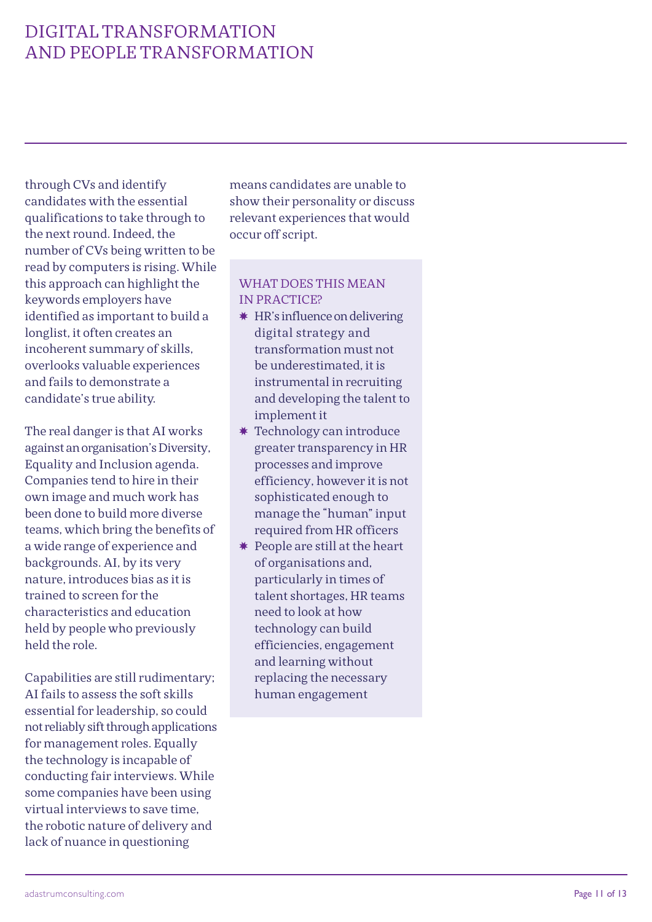through CVs and identify candidates with the essential qualifications to take through to the next round. Indeed, the number of CVs being written to be read by computers is rising. While this approach can highlight the keywords employers have identified as important to build a longlist, it often creates an incoherent summary of skills, overlooks valuable experiences and fails to demonstrate a candidate's true ability.

The real danger is that AI works against an organisation's Diversity, Equality and Inclusion agenda. Companies tend to hire in their own image and much work has been done to build more diverse teams, which bring the benefits of a wide range of experience and backgrounds. AI, by its very nature, introduces bias as it is trained to screen for the characteristics and education held by people who previously held the role.

Capabilities are still rudimentary; AI fails to assess the soft skills essential for leadership, so could not reliably sift through applications for management roles. Equally the technology is incapable of conducting fair interviews. While some companies have been using virtual interviews to save time, the robotic nature of delivery and lack of nuance in questioning means candidates are unable to show their personality or discuss relevant experiences that would occur off script.

### WHAT DOES THIS MEAN IN PRACTICE?

- HR's influence on delivering digital strategy and transformation must not be underestimated, it is instrumental in recruiting and developing the talent to implement it
- Technology can introduce greater transparency in HR processes and improve efficiency, however it is not sophisticated enough to manage the "human" input required from HR officers
- People are still at the heart of organisations and, particularly in times of talent shortages, HR teams need to look at how technology can build efficiencies, engagement and learning without replacing the necessary human engagement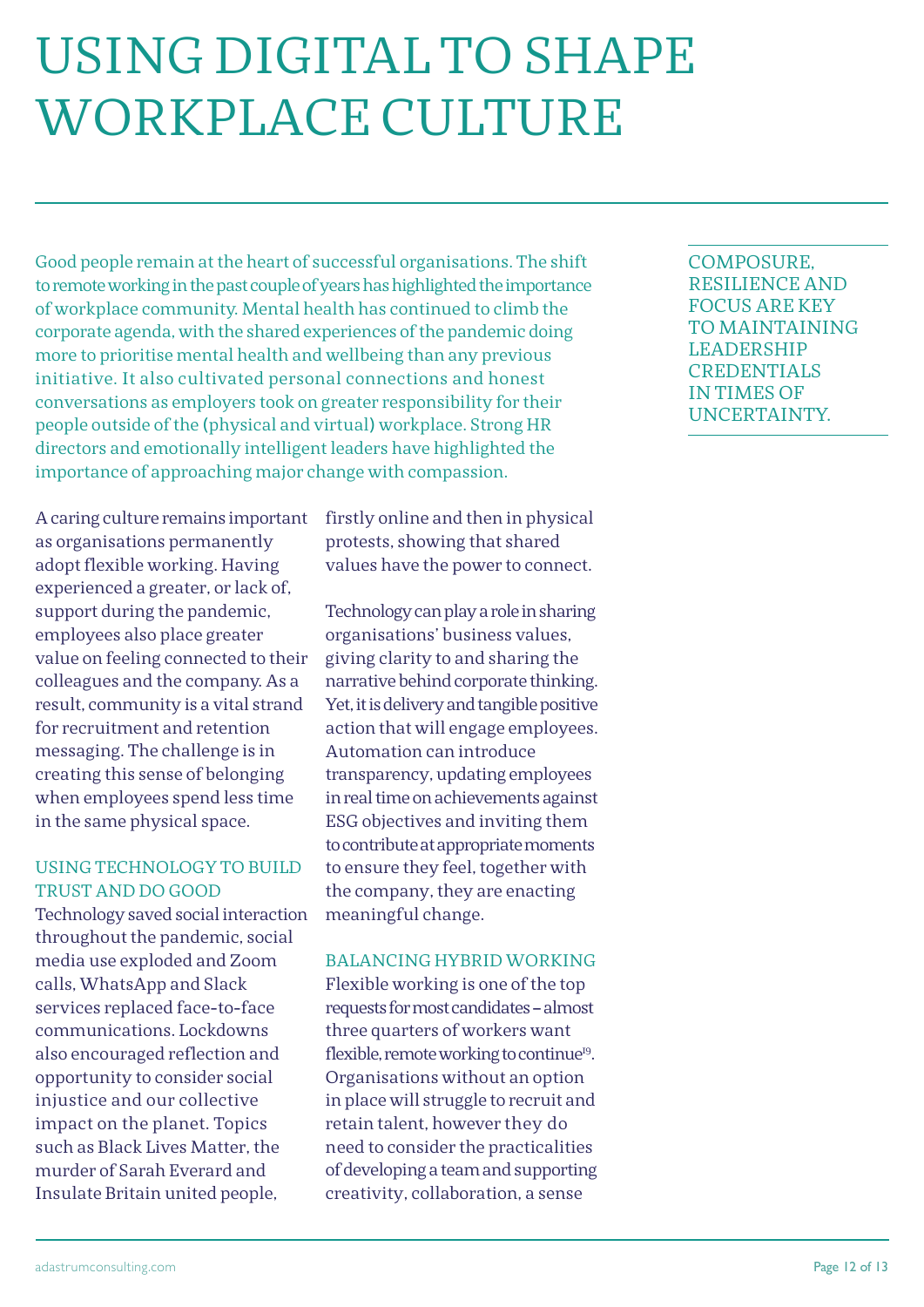# USING DIGITAL TO SHAPE WORKPLACE CULTURE

Good people remain at the heart of successful organisations. The shift to remote working in the past couple of years has highlighted the importance of workplace community. Mental health has continued to climb the corporate agenda, with the shared experiences of the pandemic doing more to prioritise mental health and wellbeing than any previous initiative. It also cultivated personal connections and honest conversations as employers took on greater responsibility for their people outside of the (physical and virtual) workplace. Strong HR directors and emotionally intelligent leaders have highlighted the importance of approaching major change with compassion.

COMPOSURE, RESILIENCE AND FOCUS ARE KEY TO MAINTAINING LEADERSHIP CREDENTIALS IN TIMES OF UNCERTAINTY.

A caring culture remains important as organisations permanently adopt flexible working. Having experienced a greater, or lack of, support during the pandemic, employees also place greater value on feeling connected to their colleagues and the company. As a result, community is a vital strand for recruitment and retention messaging. The challenge is in creating this sense of belonging when employees spend less time in the same physical space.

## USING TECHNOLOGY TO BUILD TRUST AND DO GOOD

Technology saved social interaction throughout the pandemic, social media use exploded and Zoom calls, WhatsApp and Slack services replaced face-to-face communications. Lockdowns also encouraged reflection and opportunity to consider social injustice and our collective impact on the planet. Topics such as Black Lives Matter, the murder of Sarah Everard and Insulate Britain united people, firstly online and then in physical protests, showing that shared values have the power to connect.

Technology can play a role in sharing organisations' business values, giving clarity to and sharing the narrative behind corporate thinking. Yet, it is delivery and tangible positive action that will engage employees. Automation can introduce transparency, updating employees in real time on achievements against ESG objectives and inviting them to contribute at appropriate moments to ensure they feel, together with the company, they are enacting meaningful change.

## BALANCING HYBRID WORKING

Flexible working is one of the top requests for most candidates – almost three quarters of workers want flexible, remote working to continue[19]. Organisations without an option in place will struggle to recruit and retain talent, however they do need to consider the practicalities of developing a team and supporting creativity, collaboration, a sense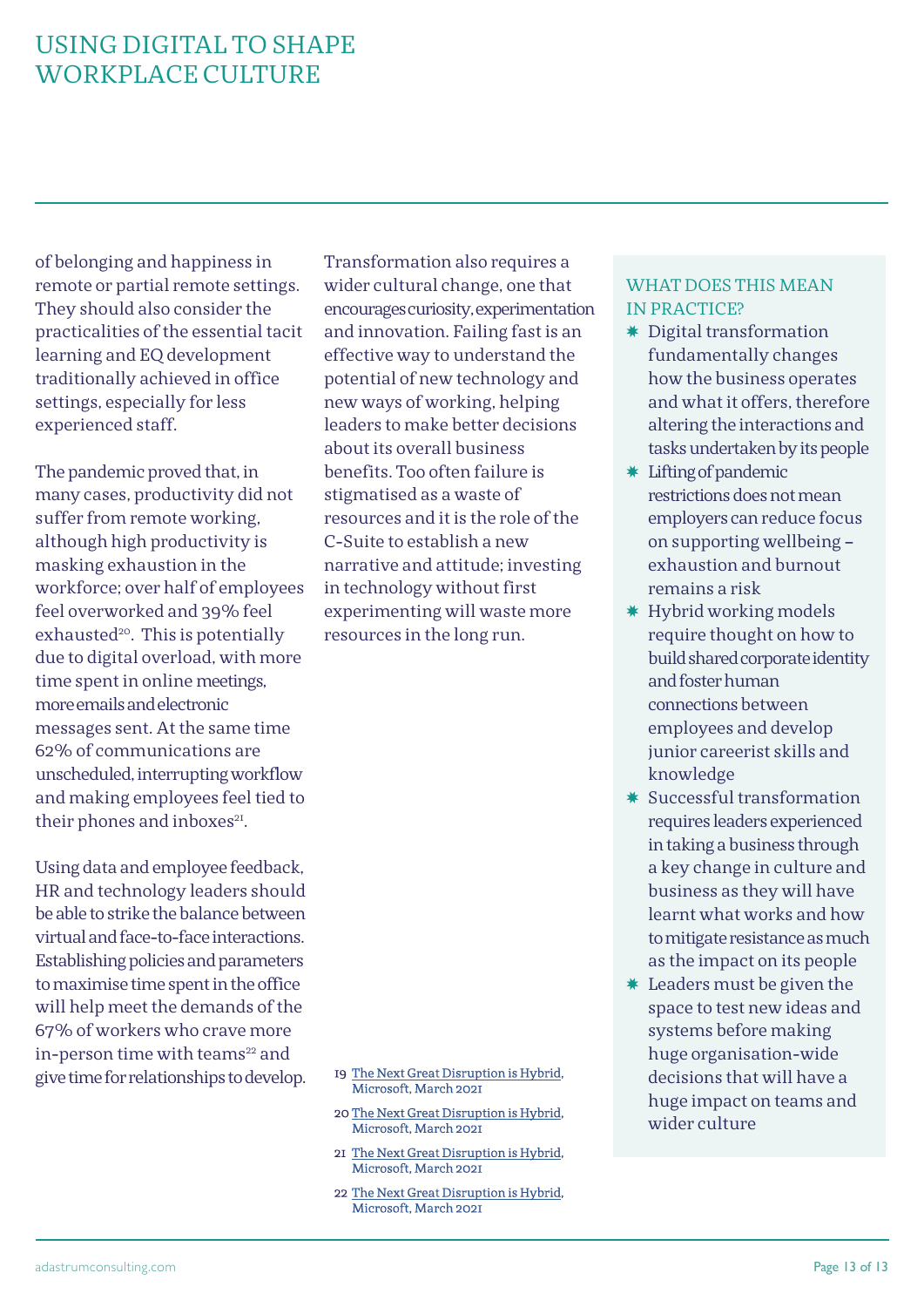# USING DIGITAL TO SHAPE WORKPLACE CULTURE

of belonging and happiness in remote or partial remote settings. They should also consider the practicalities of the essential tacit learning and EQ development traditionally achieved in office settings, especially for less experienced staff.

The pandemic proved that, in many cases, productivity did not suffer from remote working, although high productivity is masking exhaustion in the workforce; over half of employees feel overworked and 39% feel exhausted[20]. This is potentially due to digital overload, with more time spent in online meetings, more emails and electronic messages sent. At the same time 62% of communications are unscheduled, interrupting workflow and making employees feel tied to their phones and inboxes[21].

Using data and employee feedback, HR and technology leaders should be able to strike the balance between virtual and face-to-face interactions. Establishing policies and parameters to maximise time spent in the office will help meet the demands of the 67% of workers who crave more in-person time with teams[22] and give time for relationships to develop.

Transformation also requires a wider cultural change, one that encourages curiosity, experimentation and innovation. Failing fast is an effective way to understand the potential of new technology and new ways of working, helping leaders to make better decisions about its overall business benefits. Too often failure is stigmatised as a waste of resources and it is the role of the C-Suite to establish a new narrative and attitude; investing in technology without first experimenting will waste more resources in the long run.

19 The Next Great Disruption is Hybrid, Microsoft, March 2021

20 The Next Great Disruption is Hybrid, Microsoft, March 2021

21 The Next Great Disruption is Hybrid, Microsoft, March 2021

22 The Next Great Disruption is Hybrid, Microsoft, March 2021

## WHAT DOES THIS MEAN IN PRACTICE?

- Digital transformation fundamentally changes how the business operates and what it offers, therefore altering the interactions and tasks undertaken by its people
- Lifting of pandemic restrictions does not mean employers can reduce focus on supporting wellbeing – exhaustion and burnout remains a risk
- Hybrid working models require thought on how to build shared corporate identity and foster human connections between employees and develop junior careerist skills and knowledge
- Successful transformation requires leaders experienced in taking a business through a key change in culture and business as they will have learnt what works and how to mitigate resistance as much as the impact on its people
- Leaders must be given the space to test new ideas and systems before making huge organisation-wide decisions that will have a huge impact on teams and wider culture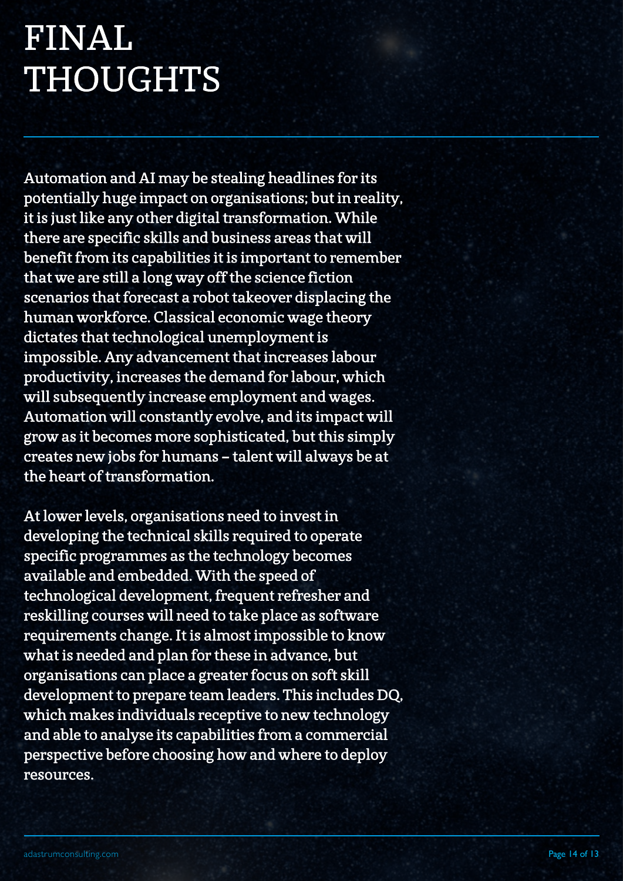# FINAL THOUGHTS

Automation and AI may be stealing headlines for its potentially huge impact on organisations; but in reality, it is just like any other digital transformation. While there are specific skills and business areas that will benefit from its capabilities it is important to remember that we are still a long way off the science fiction scenarios that forecast a robot takeover displacing the human workforce. Classical economic wage theory dictates that technological unemployment is impossible. Any advancement that increases labour productivity, increases the demand for labour, which will subsequently increase employment and wages. Automation will constantly evolve, and its impact will grow as it becomes more sophisticated, but this simply creates new jobs for humans – talent will always be at the heart of transformation.

At lower levels, organisations need to invest in developing the technical skills required to operate specific programmes as the technology becomes available and embedded. With the speed of technological development, frequent refresher and reskilling courses will need to take place as software requirements change. It is almost impossible to know what is needed and plan for these in advance, but organisations can place a greater focus on soft skill development to prepare team leaders. This includes DQ, which makes individuals receptive to new technology and able to analyse its capabilities from a commercial perspective before choosing how and where to deploy resources.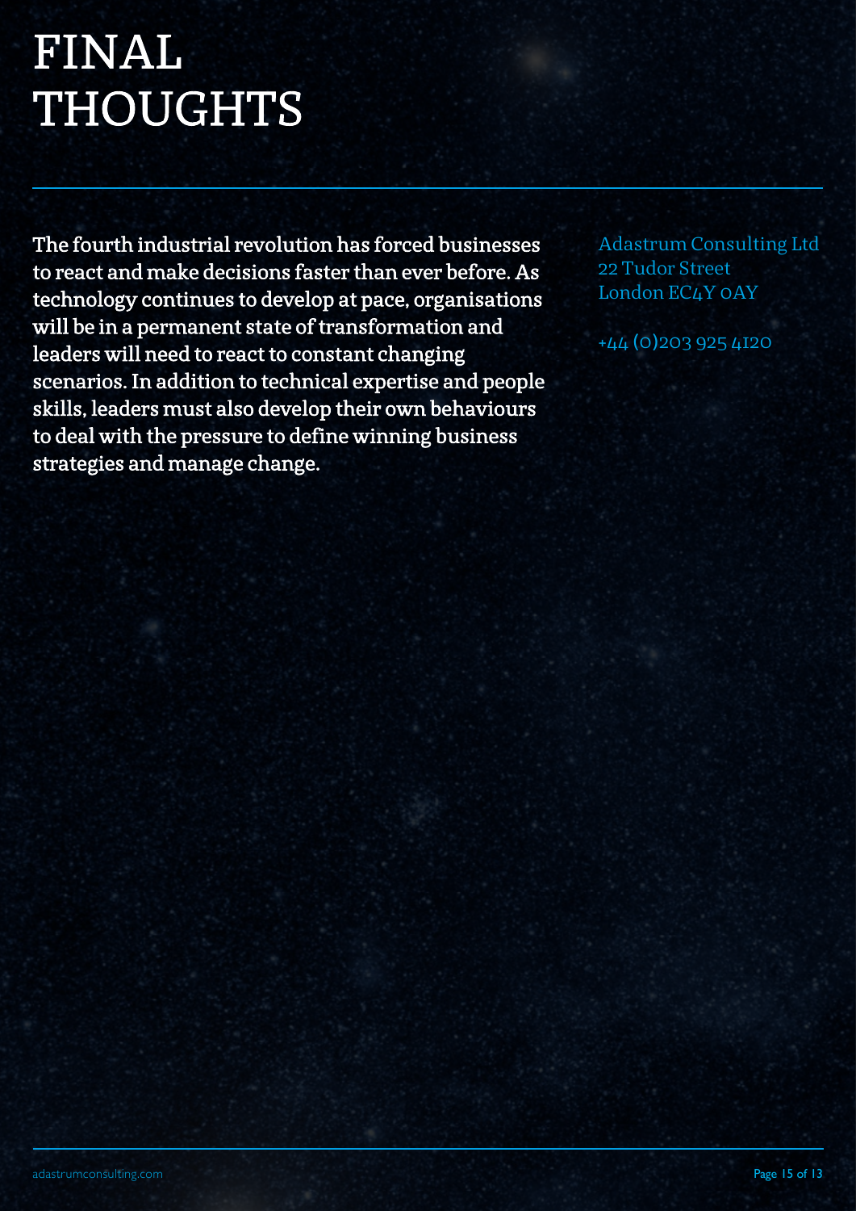# FINAL THOUGHTS

The fourth industrial revolution has forced businesses to react and make decisions faster than ever before. As technology continues to develop at pace, organisations will be in a permanent state of transformation and leaders will need to react to constant changing scenarios. In addition to technical expertise and people skills, leaders must also develop their own behaviours to deal with the pressure to define winning business strategies and manage change.

Adastrum Consulting Ltd
22 Tudor Street
London EC4Y 0AY

+44 (0)203 925 4120